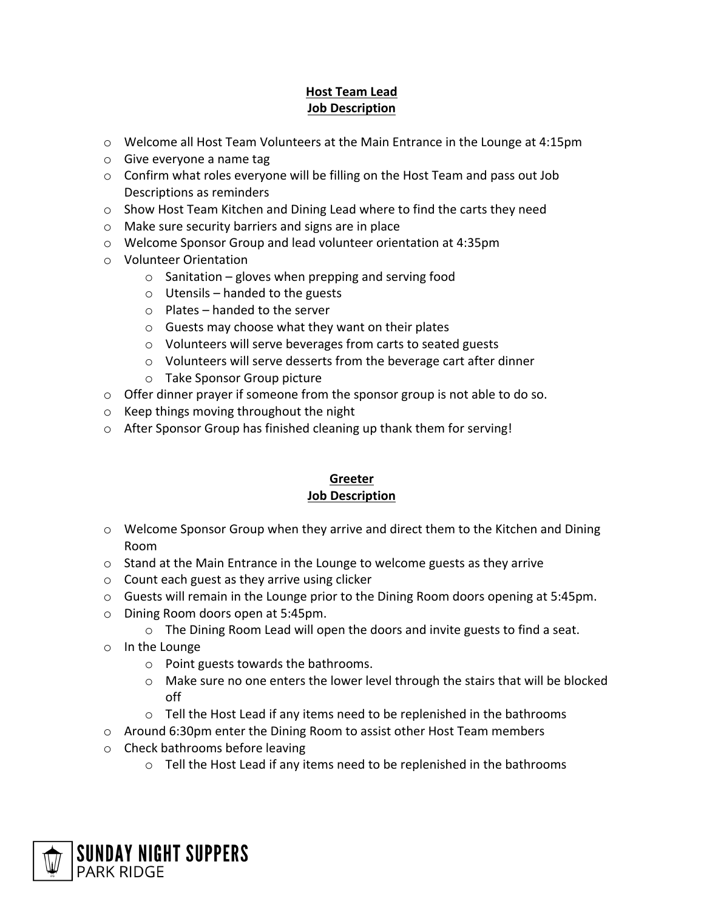## Host Team Lead
## Job Description

- Welcome all Host Team Volunteers at the Main Entrance in the Lounge at 4:15pm
- Give everyone a name tag
- Confirm what roles everyone will be filling on the Host Team and pass out Job Descriptions as reminders
- Show Host Team Kitchen and Dining Lead where to find the carts they need
- Make sure security barriers and signs are in place
- Welcome Sponsor Group and lead volunteer orientation at 4:35pm
- Volunteer Orientation
  - Sanitation – gloves when prepping and serving food
  - Utensils – handed to the guests
  - Plates – handed to the server
  - Guests may choose what they want on their plates
  - Volunteers will serve beverages from carts to seated guests
  - Volunteers will serve desserts from the beverage cart after dinner
  - Take Sponsor Group picture
- Offer dinner prayer if someone from the sponsor group is not able to do so.
- Keep things moving throughout the night
- After Sponsor Group has finished cleaning up thank them for serving!

## Greeter
## Job Description

- Welcome Sponsor Group when they arrive and direct them to the Kitchen and Dining Room
- Stand at the Main Entrance in the Lounge to welcome guests as they arrive
- Count each guest as they arrive using clicker
- Guests will remain in the Lounge prior to the Dining Room doors opening at 5:45pm.
- Dining Room doors open at 5:45pm.
  - The Dining Room Lead will open the doors and invite guests to find a seat.
- In the Lounge
  - Point guests towards the bathrooms.
  - Make sure no one enters the lower level through the stairs that will be blocked off
  - Tell the Host Lead if any items need to be replenished in the bathrooms
- Around 6:30pm enter the Dining Room to assist other Host Team members
- Check bathrooms before leaving
  - Tell the Host Lead if any items need to be replenished in the bathrooms

SUNDAY NIGHT SUPPERS
PARK RIDGE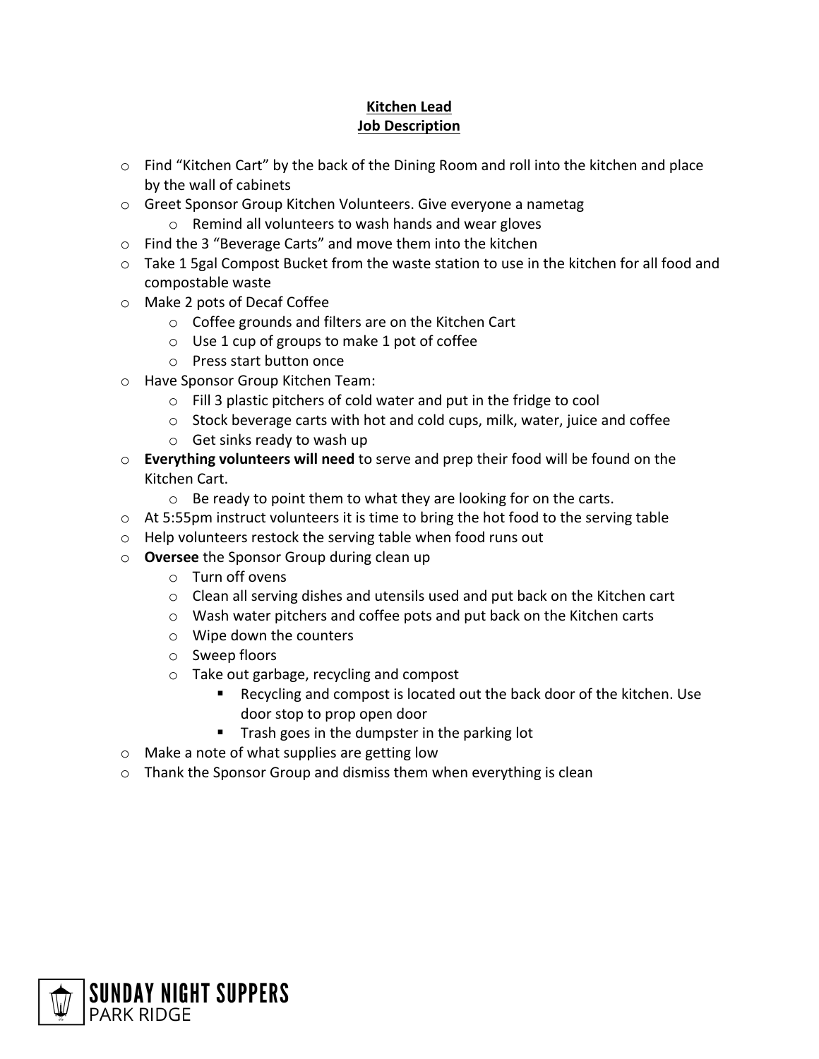# Kitchen Lead

## Job Description

- Find "Kitchen Cart" by the back of the Dining Room and roll into the kitchen and place by the wall of cabinets
- Greet Sponsor Group Kitchen Volunteers. Give everyone a nametag
  - Remind all volunteers to wash hands and wear gloves
- Find the 3 "Beverage Carts" and move them into the kitchen
- Take 1 5gal Compost Bucket from the waste station to use in the kitchen for all food and compostable waste
- Make 2 pots of Decaf Coffee
  - Coffee grounds and filters are on the Kitchen Cart
  - Use 1 cup of groups to make 1 pot of coffee
  - Press start button once
- Have Sponsor Group Kitchen Team:
  - Fill 3 plastic pitchers of cold water and put in the fridge to cool
  - Stock beverage carts with hot and cold cups, milk, water, juice and coffee
  - Get sinks ready to wash up
- **Everything volunteers will need** to serve and prep their food will be found on the Kitchen Cart.
  - Be ready to point them to what they are looking for on the carts.
- At 5:55pm instruct volunteers it is time to bring the hot food to the serving table
- Help volunteers restock the serving table when food runs out
- **Oversee** the Sponsor Group during clean up
  - Turn off ovens
  - Clean all serving dishes and utensils used and put back on the Kitchen cart
  - Wash water pitchers and coffee pots and put back on the Kitchen carts
  - Wipe down the counters
  - Sweep floors
  - Take out garbage, recycling and compost
    - Recycling and compost is located out the back door of the kitchen. Use door stop to prop open door
    - Trash goes in the dumpster in the parking lot
- Make a note of what supplies are getting low
- Thank the Sponsor Group and dismiss them when everything is clean

SUNDAY NIGHT SUPPERS
PARK RIDGE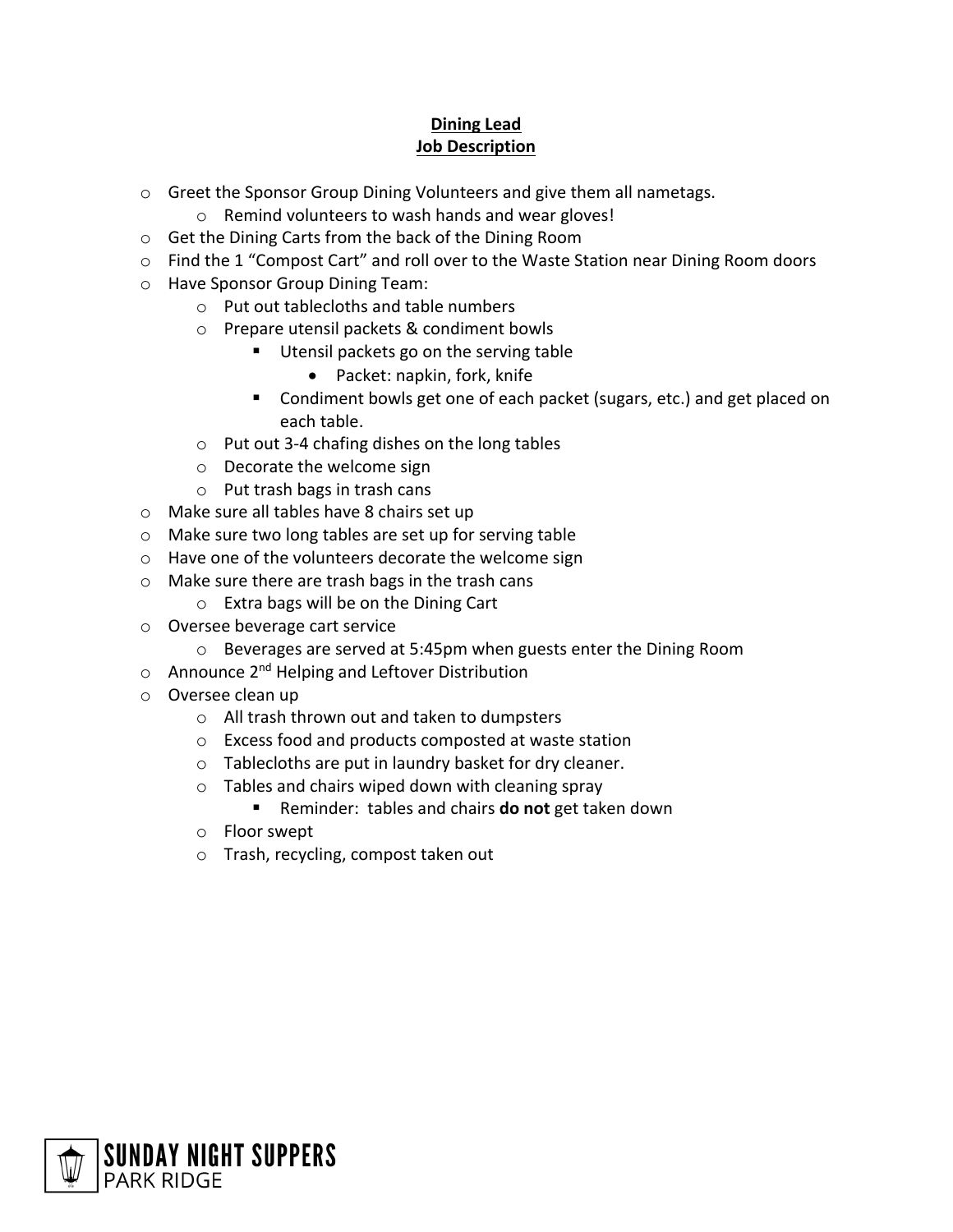**Dining Lead**
**Job Description**

- Greet the Sponsor Group Dining Volunteers and give them all nametags.
    - Remind volunteers to wash hands and wear gloves!
- Get the Dining Carts from the back of the Dining Room
- Find the 1 "Compost Cart" and roll over to the Waste Station near Dining Room doors
- Have Sponsor Group Dining Team:
    - Put out tablecloths and table numbers
    - Prepare utensil packets & condiment bowls
        - Utensil packets go on the serving table
            - Packet: napkin, fork, knife
        - Condiment bowls get one of each packet (sugars, etc.) and get placed on each table.
    - Put out 3-4 chafing dishes on the long tables
    - Decorate the welcome sign
    - Put trash bags in trash cans
- Make sure all tables have 8 chairs set up
- Make sure two long tables are set up for serving table
- Have one of the volunteers decorate the welcome sign
- Make sure there are trash bags in the trash cans
    - Extra bags will be on the Dining Cart
- Oversee beverage cart service
    - Beverages are served at 5:45pm when guests enter the Dining Room
- Announce 2nd Helping and Leftover Distribution
- Oversee clean up
    - All trash thrown out and taken to dumpsters
    - Excess food and products composted at waste station
    - Tablecloths are put in laundry basket for dry cleaner.
    - Tables and chairs wiped down with cleaning spray
        - Reminder: tables and chairs **do not** get taken down
    - Floor swept
    - Trash, recycling, compost taken out